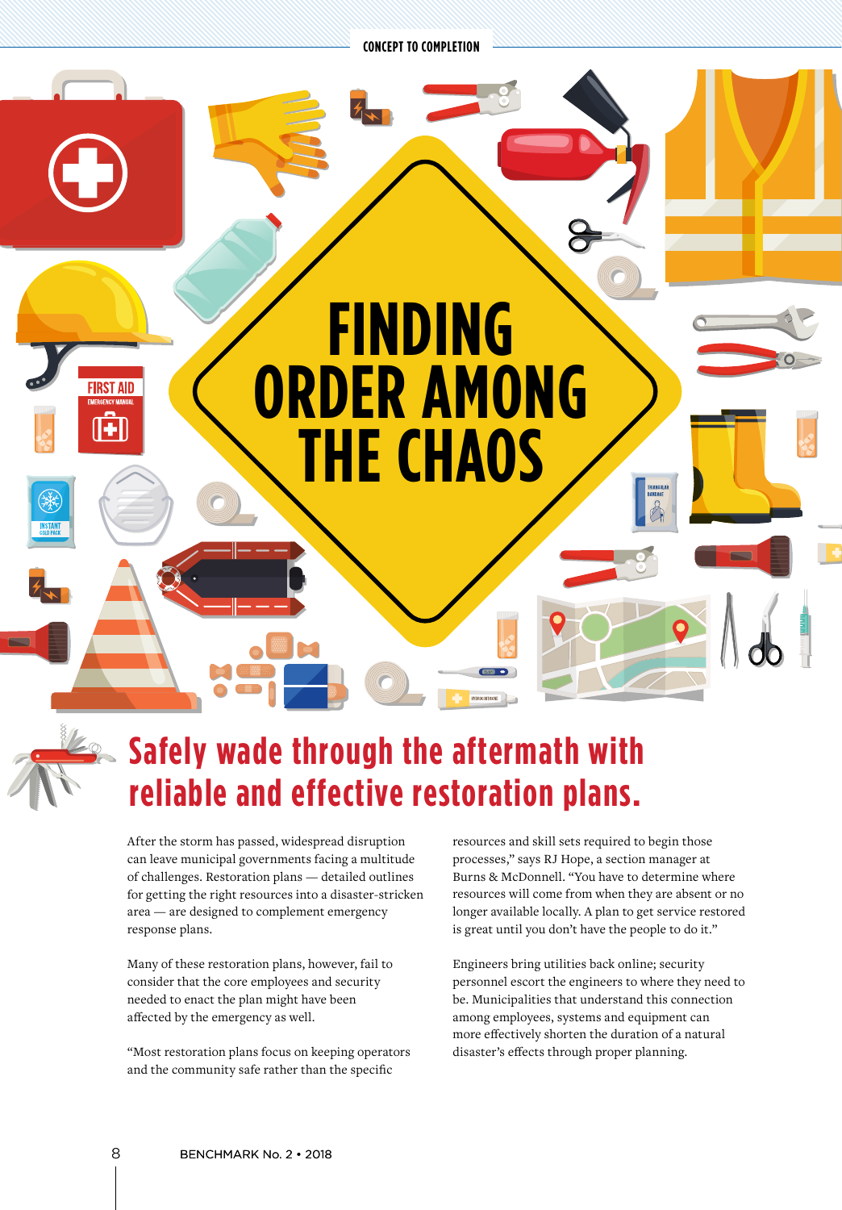# FINDING ORDER AMONG THE CHAOS

## Safely wade through the aftermath with reliable and effective restoration plans.

After the storm has passed, widespread disruption can leave municipal governments facing a multitude of challenges. Restoration plans — detailed outlines for getting the right resources into a disaster-stricken area — are designed to complement emergency response plans.

Many of these restoration plans, however, fail to consider that the core employees and security needed to enact the plan might have been affected by the emergency as well.

"Most restoration plans focus on keeping operators and the community safe rather than the specific resources and skill sets required to begin those processes," says RJ Hope, a section manager at Burns & McDonnell. "You have to determine where resources will come from when they are absent or no longer available locally. A plan to get service restored is great until you don't have the people to do it."

Engineers bring utilities back online; security personnel escort the engineers to where they need to be. Municipalities that understand this connection among employees, systems and equipment can more effectively shorten the duration of a natural disaster's effects through proper planning.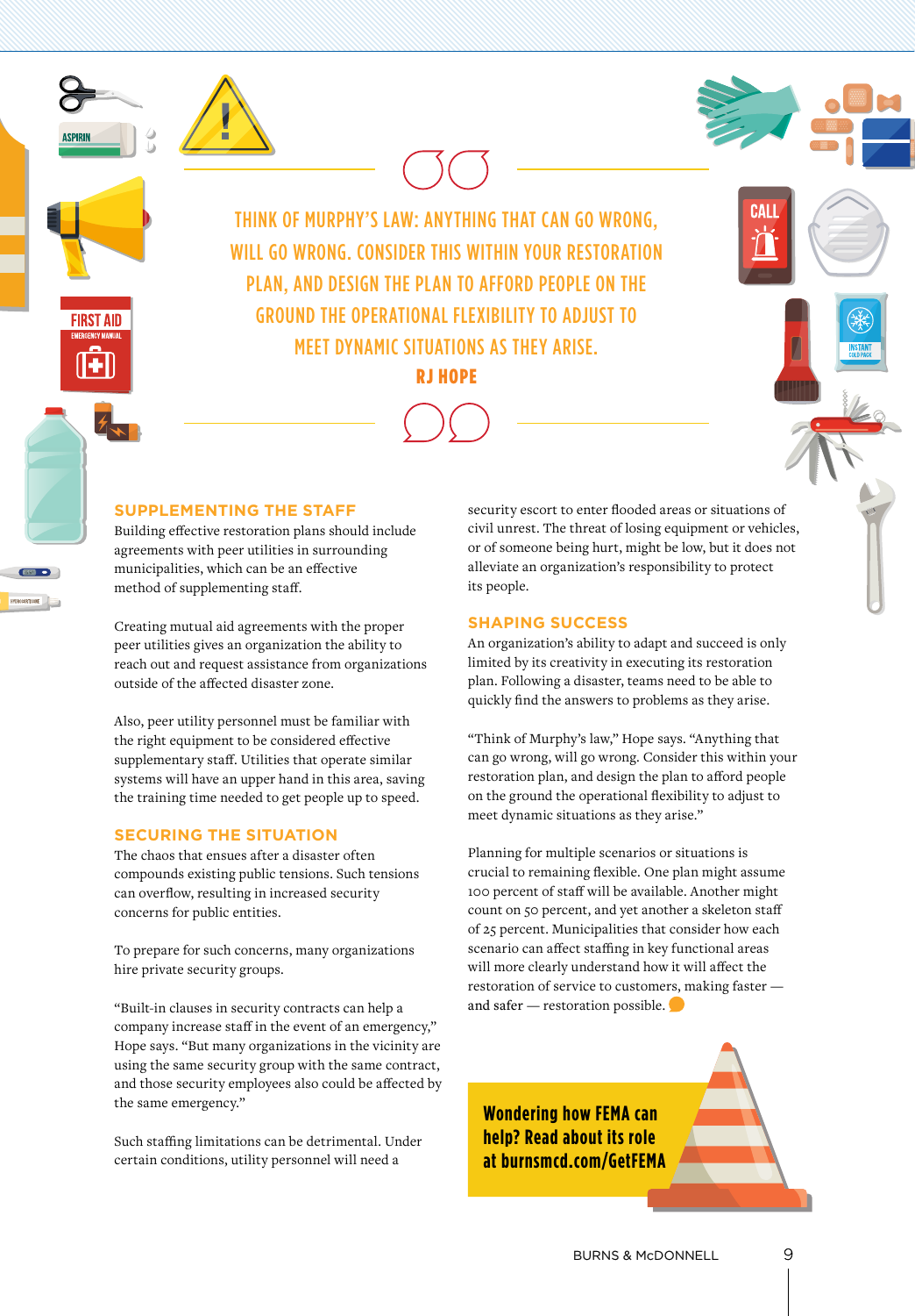> THINK OF MURPHY'S LAW: ANYTHING THAT CAN GO WRONG, WILL GO WRONG. CONSIDER THIS WITHIN YOUR RESTORATION PLAN, AND DESIGN THE PLAN TO AFFORD PEOPLE ON THE GROUND THE OPERATIONAL FLEXIBILITY TO ADJUST TO MEET DYNAMIC SITUATIONS AS THEY ARISE.
>
> **RJ HOPE**

## SUPPLEMENTING THE STAFF

Building effective restoration plans should include agreements with peer utilities in surrounding municipalities, which can be an effective method of supplementing staff.

Creating mutual aid agreements with the proper peer utilities gives an organization the ability to reach out and request assistance from organizations outside of the affected disaster zone.

Also, peer utility personnel must be familiar with the right equipment to be considered effective supplementary staff. Utilities that operate similar systems will have an upper hand in this area, saving the training time needed to get people up to speed.

## SECURING THE SITUATION

The chaos that ensues after a disaster often compounds existing public tensions. Such tensions can overflow, resulting in increased security concerns for public entities.

To prepare for such concerns, many organizations hire private security groups.

"Built-in clauses in security contracts can help a company increase staff in the event of an emergency," Hope says. "But many organizations in the vicinity are using the same security group with the same contract, and those security employees also could be affected by the same emergency."

Such staffing limitations can be detrimental. Under certain conditions, utility personnel will need a security escort to enter flooded areas or situations of civil unrest. The threat of losing equipment or vehicles, or of someone being hurt, might be low, but it does not alleviate an organization's responsibility to protect its people.

## SHAPING SUCCESS

An organization's ability to adapt and succeed is only limited by its creativity in executing its restoration plan. Following a disaster, teams need to be able to quickly find the answers to problems as they arise.

"Think of Murphy's law," Hope says. "Anything that can go wrong, will go wrong. Consider this within your restoration plan, and design the plan to afford people on the ground the operational flexibility to adjust to meet dynamic situations as they arise."

Planning for multiple scenarios or situations is crucial to remaining flexible. One plan might assume 100 percent of staff will be available. Another might count on 50 percent, and yet another a skeleton staff of 25 percent. Municipalities that consider how each scenario can affect staffing in key functional areas will more clearly understand how it will affect the restoration of service to customers, making faster — and safer — restoration possible.

**Wondering how FEMA can help? Read about its role at burnsmcd.com/GetFEMA**